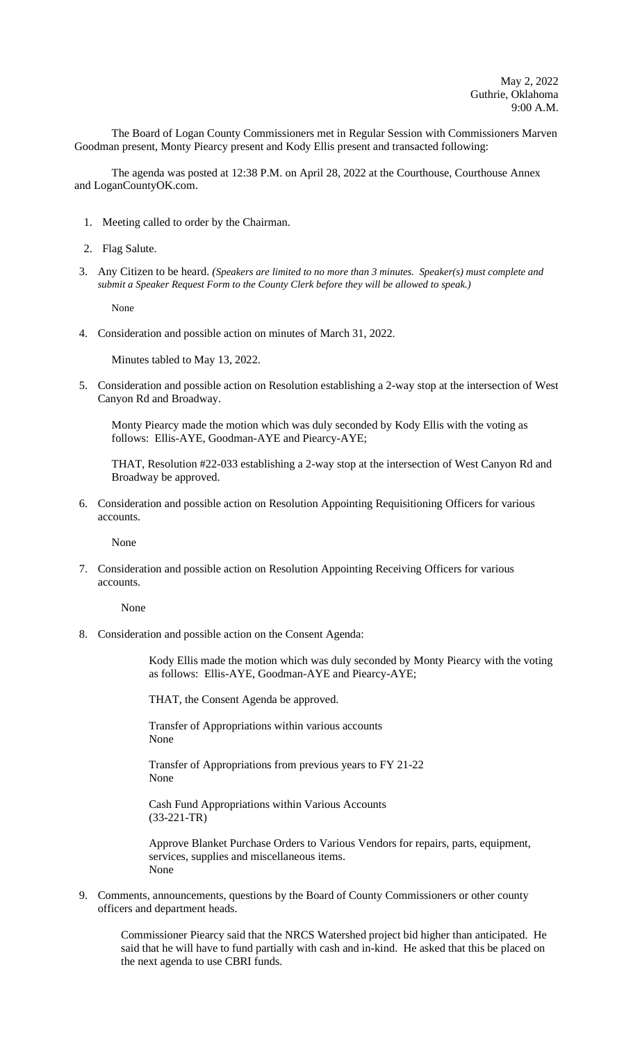May 2, 2022
Guthrie, Oklahoma
9:00 A.M.

The Board of Logan County Commissioners met in Regular Session with Commissioners Marven Goodman present, Monty Piearcy present and Kody Ellis present and transacted following:

The agenda was posted at 12:38 P.M. on April 28, 2022 at the Courthouse, Courthouse Annex and LoganCountyOK.com.

1. Meeting called to order by the Chairman.

2. Flag Salute.

3. Any Citizen to be heard. *(Speakers are limited to no more than 3 minutes. Speaker(s) must complete and submit a Speaker Request Form to the County Clerk before they will be allowed to speak.)*

   None

4. Consideration and possible action on minutes of March 31, 2022.

   Minutes tabled to May 13, 2022.

5. Consideration and possible action on Resolution establishing a 2-way stop at the intersection of West Canyon Rd and Broadway.

   Monty Piearcy made the motion which was duly seconded by Kody Ellis with the voting as follows: Ellis-AYE, Goodman-AYE and Piearcy-AYE;

   THAT, Resolution #22-033 establishing a 2-way stop at the intersection of West Canyon Rd and Broadway be approved.

6. Consideration and possible action on Resolution Appointing Requisitioning Officers for various accounts.

   None

7. Consideration and possible action on Resolution Appointing Receiving Officers for various accounts.

   None

8. Consideration and possible action on the Consent Agenda:

   Kody Ellis made the motion which was duly seconded by Monty Piearcy with the voting as follows: Ellis-AYE, Goodman-AYE and Piearcy-AYE;

   THAT, the Consent Agenda be approved.

   Transfer of Appropriations within various accounts
   None

   Transfer of Appropriations from previous years to FY 21-22
   None

   Cash Fund Appropriations within Various Accounts
   (33-221-TR)

   Approve Blanket Purchase Orders to Various Vendors for repairs, parts, equipment, services, supplies and miscellaneous items.
   None

9. Comments, announcements, questions by the Board of County Commissioners or other county officers and department heads.

   Commissioner Piearcy said that the NRCS Watershed project bid higher than anticipated. He said that he will have to fund partially with cash and in-kind. He asked that this be placed on the next agenda to use CBRI funds.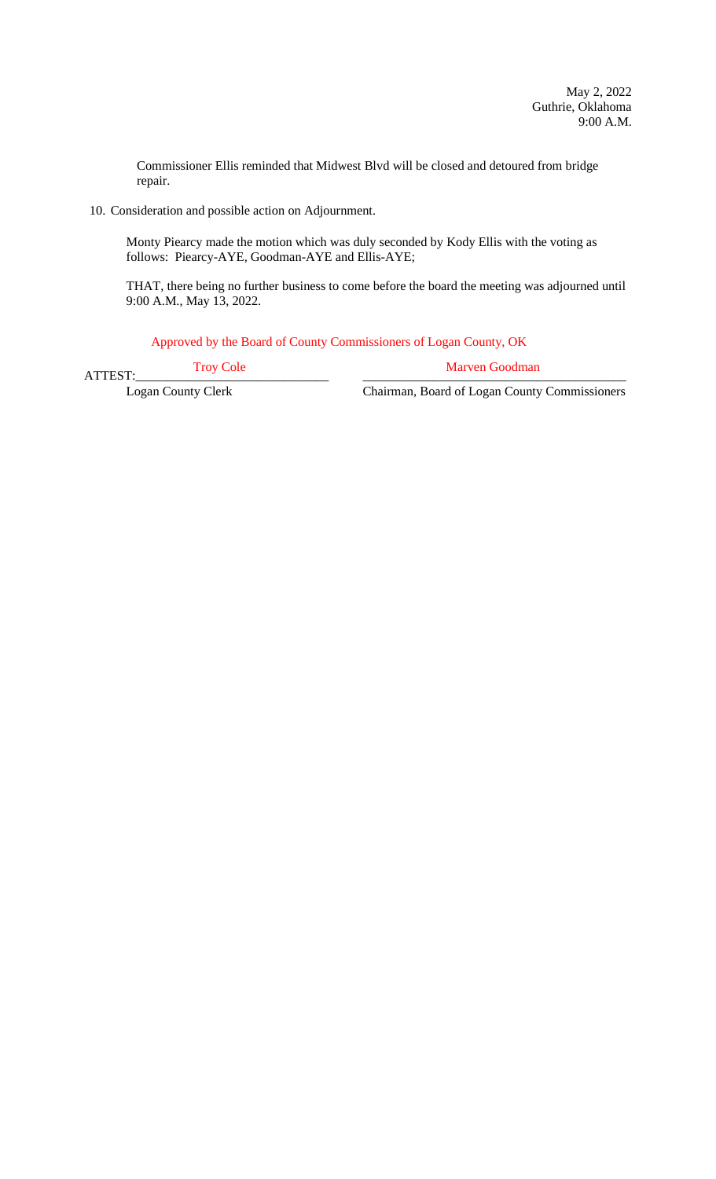May 2, 2022
Guthrie, Oklahoma
9:00 A.M.

Commissioner Ellis reminded that Midwest Blvd will be closed and detoured from bridge repair.

10. Consideration and possible action on Adjournment.

Monty Piearcy made the motion which was duly seconded by Kody Ellis with the voting as follows: Piearcy-AYE, Goodman-AYE and Ellis-AYE;

THAT, there being no further business to come before the board the meeting was adjourned until 9:00 A.M., May 13, 2022.

Approved by the Board of County Commissioners of Logan County, OK

ATTEST: Troy Cole
Logan County Clerk

Marven Goodman
Chairman, Board of Logan County Commissioners